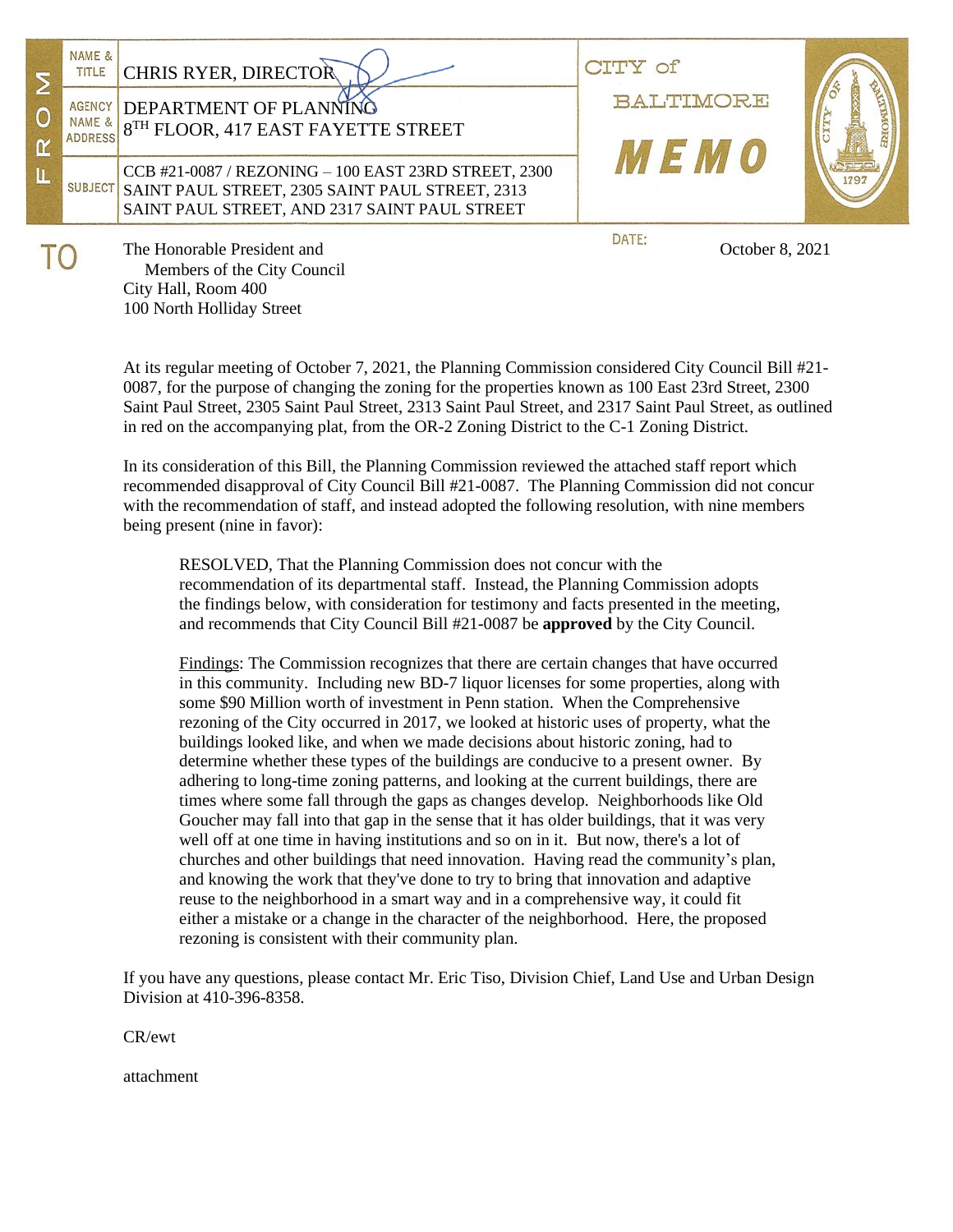| FROM | | | |
|---|---|---|---|
| NAME & TITLE | CHRIS RYER, DIRECTOR | CITY of BALTIMORE | |
| AGENCY NAME & ADDRESS | DEPARTMENT OF PLANNING<br>8TH FLOOR, 417 EAST FAYETTE STREET | MEMO | |
| SUBJECT | CCB #21-0087 / REZONING – 100 EAST 23RD STREET, 2300 SAINT PAUL STREET, 2305 SAINT PAUL STREET, 2313 SAINT PAUL STREET, AND 2317 SAINT PAUL STREET | | |

**TO**

The Honorable President and
Members of the City Council
City Hall, Room 400
100 North Holliday Street

**DATE:** October 8, 2021

At its regular meeting of October 7, 2021, the Planning Commission considered City Council Bill #21-0087, for the purpose of changing the zoning for the properties known as 100 East 23rd Street, 2300 Saint Paul Street, 2305 Saint Paul Street, 2313 Saint Paul Street, and 2317 Saint Paul Street, as outlined in red on the accompanying plat, from the OR-2 Zoning District to the C-1 Zoning District.

In its consideration of this Bill, the Planning Commission reviewed the attached staff report which recommended disapproval of City Council Bill #21-0087. The Planning Commission did not concur with the recommendation of staff, and instead adopted the following resolution, with nine members being present (nine in favor):

> RESOLVED, That the Planning Commission does not concur with the recommendation of its departmental staff. Instead, the Planning Commission adopts the findings below, with consideration for testimony and facts presented in the meeting, and recommends that City Council Bill #21-0087 be **approved** by the City Council.
>
> Findings: The Commission recognizes that there are certain changes that have occurred in this community. Including new BD-7 liquor licenses for some properties, along with some $90 Million worth of investment in Penn station. When the Comprehensive rezoning of the City occurred in 2017, we looked at historic uses of property, what the buildings looked like, and when we made decisions about historic zoning, had to determine whether these types of the buildings are conducive to a present owner. By adhering to long-time zoning patterns, and looking at the current buildings, there are times where some fall through the gaps as changes develop. Neighborhoods like Old Goucher may fall into that gap in the sense that it has older buildings, that it was very well off at one time in having institutions and so on in it. But now, there's a lot of churches and other buildings that need innovation. Having read the community's plan, and knowing the work that they've done to try to bring that innovation and adaptive reuse to the neighborhood in a smart way and in a comprehensive way, it could fit either a mistake or a change in the character of the neighborhood. Here, the proposed rezoning is consistent with their community plan.

If you have any questions, please contact Mr. Eric Tiso, Division Chief, Land Use and Urban Design Division at 410-396-8358.

CR/ewt

attachment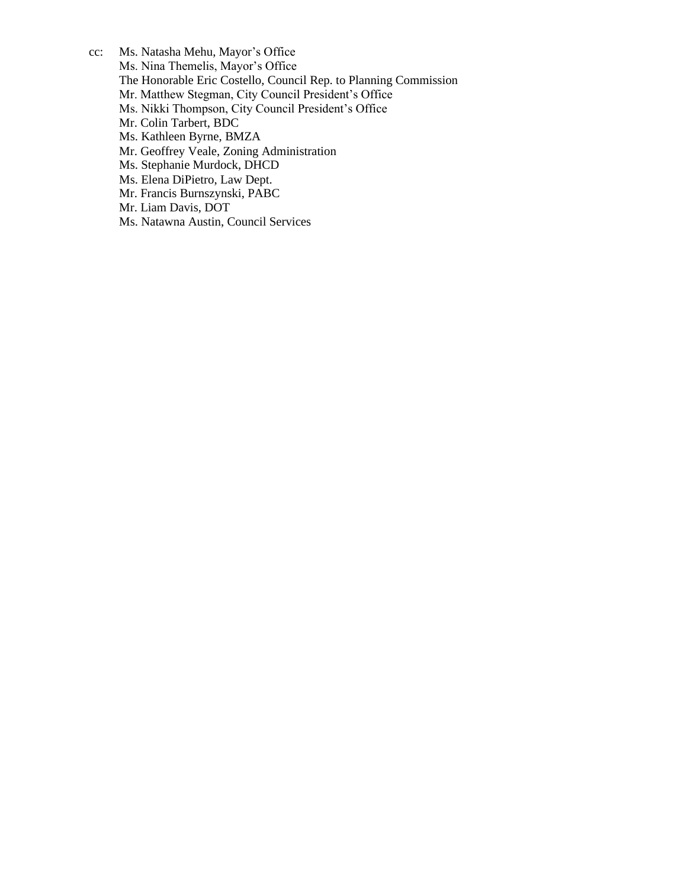cc: Ms. Natasha Mehu, Mayor's Office
Ms. Nina Themelis, Mayor's Office
The Honorable Eric Costello, Council Rep. to Planning Commission
Mr. Matthew Stegman, City Council President's Office
Ms. Nikki Thompson, City Council President's Office
Mr. Colin Tarbert, BDC
Ms. Kathleen Byrne, BMZA
Mr. Geoffrey Veale, Zoning Administration
Ms. Stephanie Murdock, DHCD
Ms. Elena DiPietro, Law Dept.
Mr. Francis Burnszynski, PABC
Mr. Liam Davis, DOT
Ms. Natawna Austin, Council Services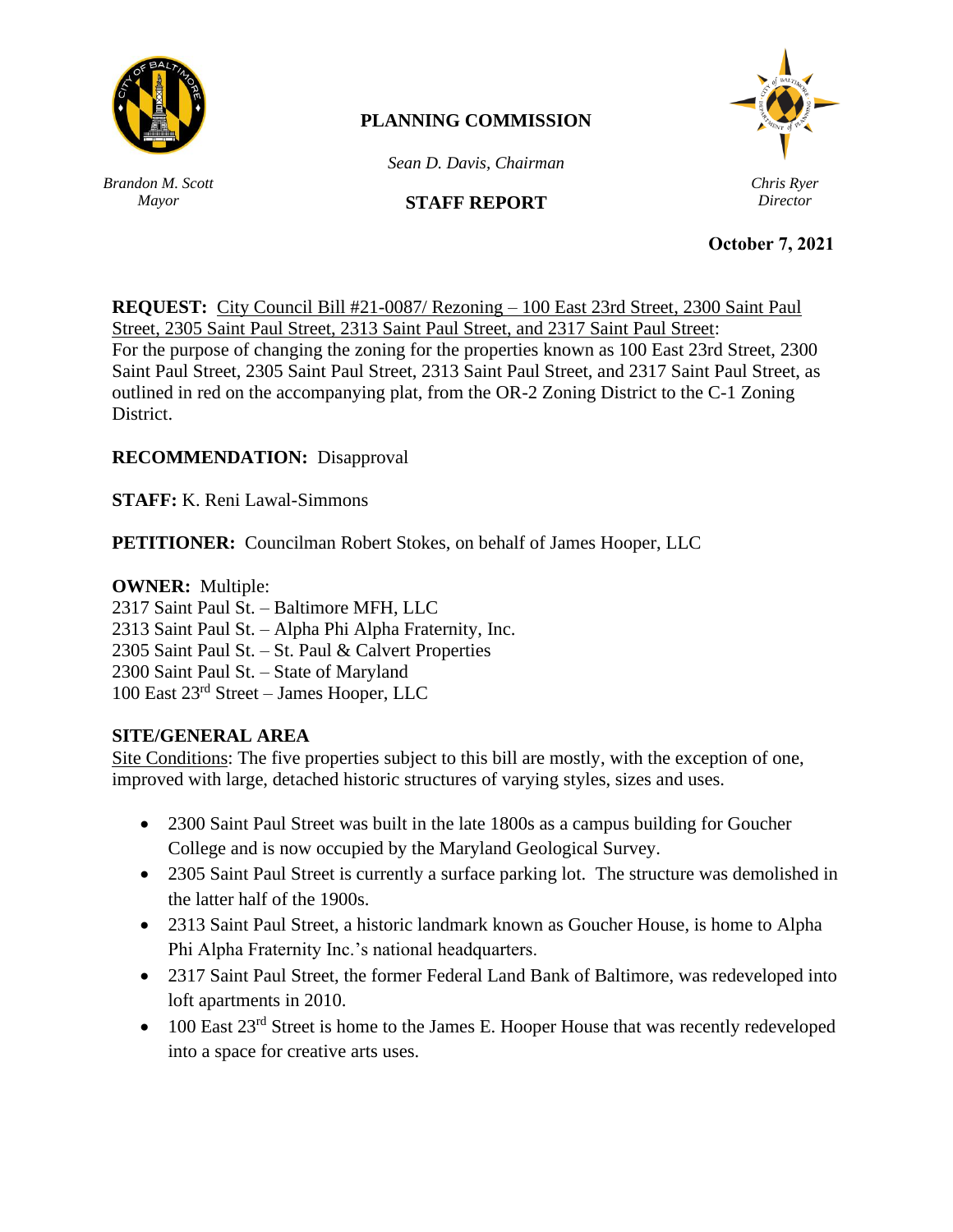**PLANNING COMMISSION**

*Sean D. Davis, Chairman*

*Brandon M. Scott*
*Mayor*

**STAFF REPORT**

*Chris Ryer*
*Director*

**October 7, 2021**

**REQUEST:** City Council Bill #21-0087/ Rezoning – 100 East 23rd Street, 2300 Saint Paul Street, 2305 Saint Paul Street, 2313 Saint Paul Street, and 2317 Saint Paul Street:
For the purpose of changing the zoning for the properties known as 100 East 23rd Street, 2300 Saint Paul Street, 2305 Saint Paul Street, 2313 Saint Paul Street, and 2317 Saint Paul Street, as outlined in red on the accompanying plat, from the OR-2 Zoning District to the C-1 Zoning District.

**RECOMMENDATION:** Disapproval

**STAFF:** K. Reni Lawal-Simmons

**PETITIONER:** Councilman Robert Stokes, on behalf of James Hooper, LLC

**OWNER:** Multiple:
2317 Saint Paul St. – Baltimore MFH, LLC
2313 Saint Paul St. – Alpha Phi Alpha Fraternity, Inc.
2305 Saint Paul St. – St. Paul & Calvert Properties
2300 Saint Paul St. – State of Maryland
100 East 23rd Street – James Hooper, LLC

**SITE/GENERAL AREA**

Site Conditions: The five properties subject to this bill are mostly, with the exception of one, improved with large, detached historic structures of varying styles, sizes and uses.

- 2300 Saint Paul Street was built in the late 1800s as a campus building for Goucher College and is now occupied by the Maryland Geological Survey.
- 2305 Saint Paul Street is currently a surface parking lot. The structure was demolished in the latter half of the 1900s.
- 2313 Saint Paul Street, a historic landmark known as Goucher House, is home to Alpha Phi Alpha Fraternity Inc.'s national headquarters.
- 2317 Saint Paul Street, the former Federal Land Bank of Baltimore, was redeveloped into loft apartments in 2010.
- 100 East 23rd Street is home to the James E. Hooper House that was recently redeveloped into a space for creative arts uses.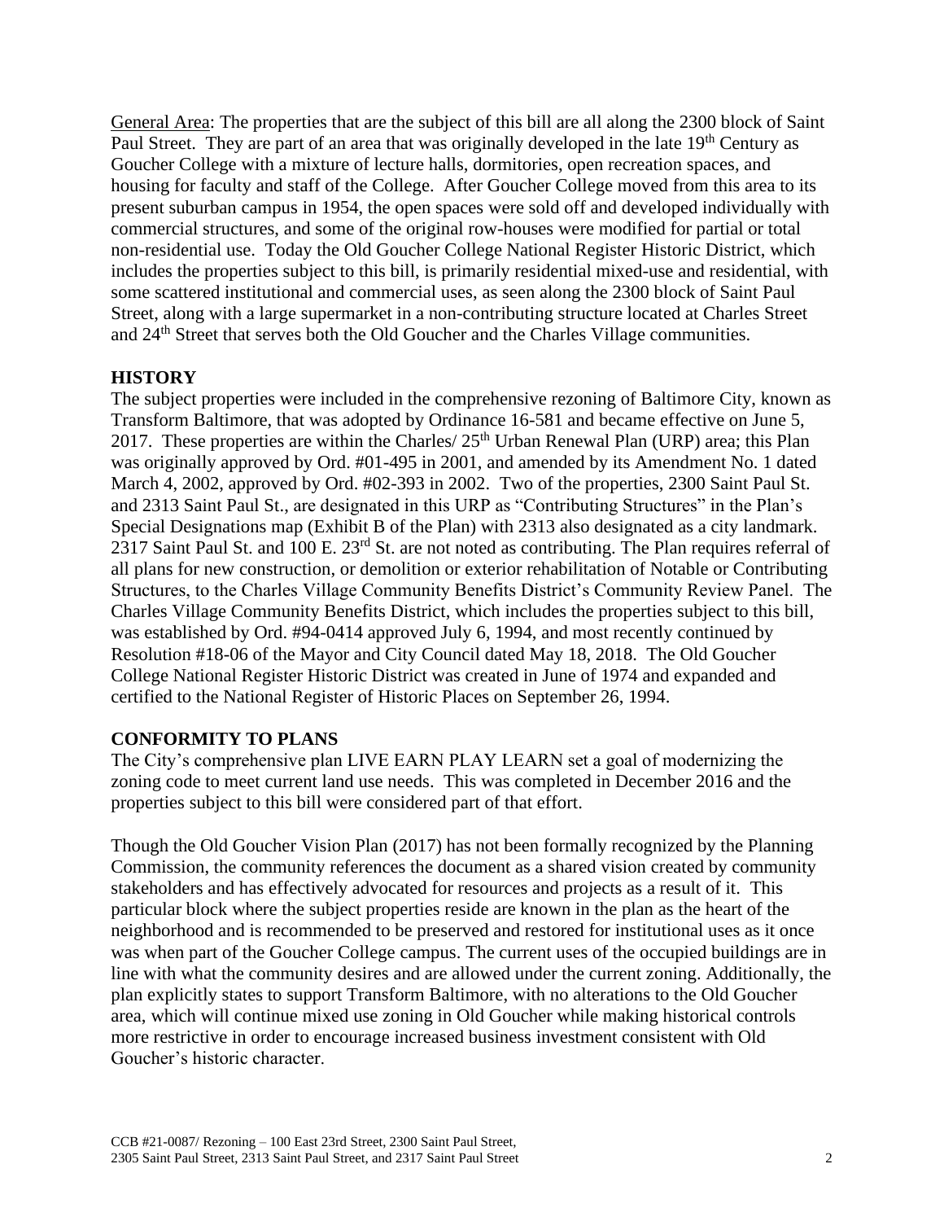General Area: The properties that are the subject of this bill are all along the 2300 block of Saint Paul Street. They are part of an area that was originally developed in the late 19th Century as Goucher College with a mixture of lecture halls, dormitories, open recreation spaces, and housing for faculty and staff of the College. After Goucher College moved from this area to its present suburban campus in 1954, the open spaces were sold off and developed individually with commercial structures, and some of the original row-houses were modified for partial or total non-residential use. Today the Old Goucher College National Register Historic District, which includes the properties subject to this bill, is primarily residential mixed-use and residential, with some scattered institutional and commercial uses, as seen along the 2300 block of Saint Paul Street, along with a large supermarket in a non-contributing structure located at Charles Street and 24th Street that serves both the Old Goucher and the Charles Village communities.

## HISTORY

The subject properties were included in the comprehensive rezoning of Baltimore City, known as Transform Baltimore, that was adopted by Ordinance 16-581 and became effective on June 5, 2017. These properties are within the Charles/ 25th Urban Renewal Plan (URP) area; this Plan was originally approved by Ord. #01-495 in 2001, and amended by its Amendment No. 1 dated March 4, 2002, approved by Ord. #02-393 in 2002. Two of the properties, 2300 Saint Paul St. and 2313 Saint Paul St., are designated in this URP as "Contributing Structures" in the Plan's Special Designations map (Exhibit B of the Plan) with 2313 also designated as a city landmark. 2317 Saint Paul St. and 100 E. 23rd St. are not noted as contributing. The Plan requires referral of all plans for new construction, or demolition or exterior rehabilitation of Notable or Contributing Structures, to the Charles Village Community Benefits District's Community Review Panel. The Charles Village Community Benefits District, which includes the properties subject to this bill, was established by Ord. #94-0414 approved July 6, 1994, and most recently continued by Resolution #18-06 of the Mayor and City Council dated May 18, 2018. The Old Goucher College National Register Historic District was created in June of 1974 and expanded and certified to the National Register of Historic Places on September 26, 1994.

## CONFORMITY TO PLANS

The City's comprehensive plan LIVE EARN PLAY LEARN set a goal of modernizing the zoning code to meet current land use needs. This was completed in December 2016 and the properties subject to this bill were considered part of that effort.

Though the Old Goucher Vision Plan (2017) has not been formally recognized by the Planning Commission, the community references the document as a shared vision created by community stakeholders and has effectively advocated for resources and projects as a result of it. This particular block where the subject properties reside are known in the plan as the heart of the neighborhood and is recommended to be preserved and restored for institutional uses as it once was when part of the Goucher College campus. The current uses of the occupied buildings are in line with what the community desires and are allowed under the current zoning. Additionally, the plan explicitly states to support Transform Baltimore, with no alterations to the Old Goucher area, which will continue mixed use zoning in Old Goucher while making historical controls more restrictive in order to encourage increased business investment consistent with Old Goucher's historic character.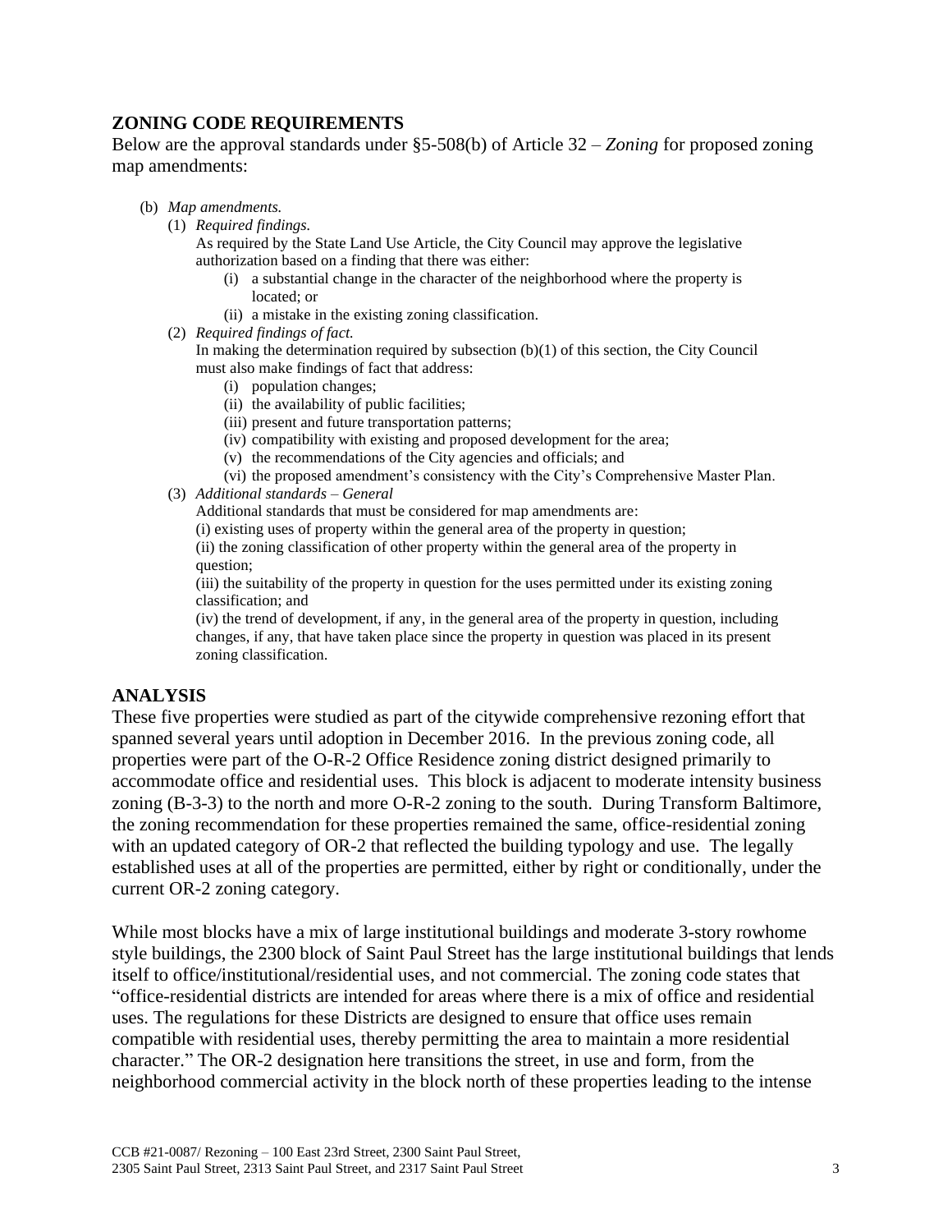## ZONING CODE REQUIREMENTS

Below are the approval standards under §5-508(b) of Article 32 – *Zoning* for proposed zoning map amendments:

(b) *Map amendments.*

(1) *Required findings.*

As required by the State Land Use Article, the City Council may approve the legislative authorization based on a finding that there was either:

(i) a substantial change in the character of the neighborhood where the property is located; or

(ii) a mistake in the existing zoning classification.

(2) *Required findings of fact.*

In making the determination required by subsection (b)(1) of this section, the City Council must also make findings of fact that address:

(i) population changes;

(ii) the availability of public facilities;

(iii) present and future transportation patterns;

(iv) compatibility with existing and proposed development for the area;

(v) the recommendations of the City agencies and officials; and

(vi) the proposed amendment's consistency with the City's Comprehensive Master Plan.

(3) *Additional standards – General*

Additional standards that must be considered for map amendments are:

(i) existing uses of property within the general area of the property in question;

(ii) the zoning classification of other property within the general area of the property in question;

(iii) the suitability of the property in question for the uses permitted under its existing zoning classification; and

(iv) the trend of development, if any, in the general area of the property in question, including changes, if any, that have taken place since the property in question was placed in its present zoning classification.

## ANALYSIS

These five properties were studied as part of the citywide comprehensive rezoning effort that spanned several years until adoption in December 2016. In the previous zoning code, all properties were part of the O-R-2 Office Residence zoning district designed primarily to accommodate office and residential uses. This block is adjacent to moderate intensity business zoning (B-3-3) to the north and more O-R-2 zoning to the south. During Transform Baltimore, the zoning recommendation for these properties remained the same, office-residential zoning with an updated category of OR-2 that reflected the building typology and use. The legally established uses at all of the properties are permitted, either by right or conditionally, under the current OR-2 zoning category.

While most blocks have a mix of large institutional buildings and moderate 3-story rowhome style buildings, the 2300 block of Saint Paul Street has the large institutional buildings that lends itself to office/institutional/residential uses, and not commercial. The zoning code states that "office-residential districts are intended for areas where there is a mix of office and residential uses. The regulations for these Districts are designed to ensure that office uses remain compatible with residential uses, thereby permitting the area to maintain a more residential character." The OR-2 designation here transitions the street, in use and form, from the neighborhood commercial activity in the block north of these properties leading to the intense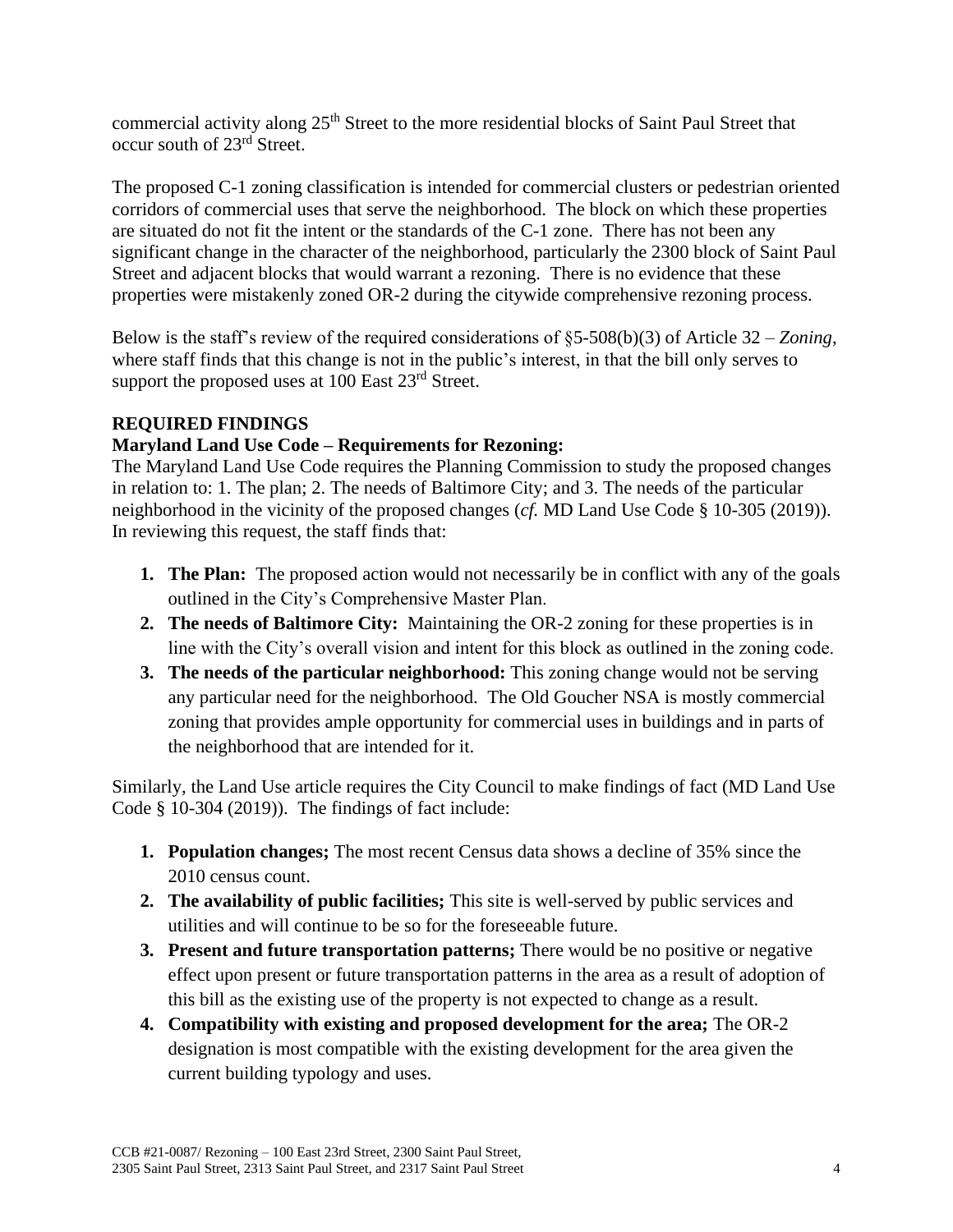commercial activity along 25th Street to the more residential blocks of Saint Paul Street that occur south of 23rd Street.

The proposed C-1 zoning classification is intended for commercial clusters or pedestrian oriented corridors of commercial uses that serve the neighborhood. The block on which these properties are situated do not fit the intent or the standards of the C-1 zone. There has not been any significant change in the character of the neighborhood, particularly the 2300 block of Saint Paul Street and adjacent blocks that would warrant a rezoning. There is no evidence that these properties were mistakenly zoned OR-2 during the citywide comprehensive rezoning process.

Below is the staff's review of the required considerations of §5-508(b)(3) of Article 32 – *Zoning*, where staff finds that this change is not in the public's interest, in that the bill only serves to support the proposed uses at 100 East 23rd Street.

**REQUIRED FINDINGS**

**Maryland Land Use Code – Requirements for Rezoning:**

The Maryland Land Use Code requires the Planning Commission to study the proposed changes in relation to: 1. The plan; 2. The needs of Baltimore City; and 3. The needs of the particular neighborhood in the vicinity of the proposed changes (*cf.* MD Land Use Code § 10-305 (2019)). In reviewing this request, the staff finds that:

1. **The Plan:** The proposed action would not necessarily be in conflict with any of the goals outlined in the City's Comprehensive Master Plan.
2. **The needs of Baltimore City:** Maintaining the OR-2 zoning for these properties is in line with the City's overall vision and intent for this block as outlined in the zoning code.
3. **The needs of the particular neighborhood:** This zoning change would not be serving any particular need for the neighborhood. The Old Goucher NSA is mostly commercial zoning that provides ample opportunity for commercial uses in buildings and in parts of the neighborhood that are intended for it.

Similarly, the Land Use article requires the City Council to make findings of fact (MD Land Use Code § 10-304 (2019)). The findings of fact include:

1. **Population changes;** The most recent Census data shows a decline of 35% since the 2010 census count.
2. **The availability of public facilities;** This site is well-served by public services and utilities and will continue to be so for the foreseeable future.
3. **Present and future transportation patterns;** There would be no positive or negative effect upon present or future transportation patterns in the area as a result of adoption of this bill as the existing use of the property is not expected to change as a result.
4. **Compatibility with existing and proposed development for the area;** The OR-2 designation is most compatible with the existing development for the area given the current building typology and uses.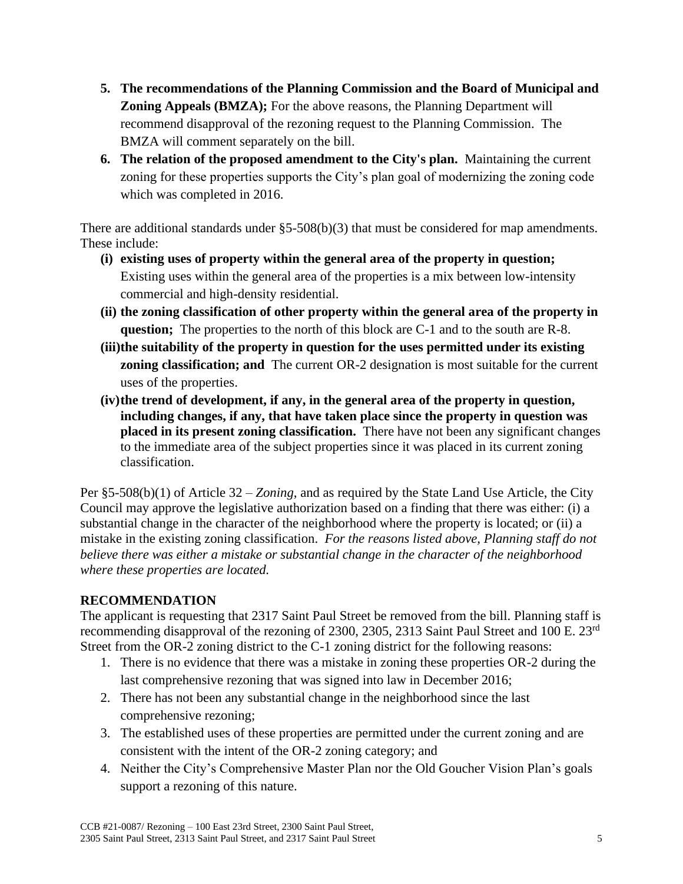5. **The recommendations of the Planning Commission and the Board of Municipal and Zoning Appeals (BMZA);** For the above reasons, the Planning Department will recommend disapproval of the rezoning request to the Planning Commission. The BMZA will comment separately on the bill.
6. **The relation of the proposed amendment to the City's plan.** Maintaining the current zoning for these properties supports the City's plan goal of modernizing the zoning code which was completed in 2016.

There are additional standards under §5-508(b)(3) that must be considered for map amendments. These include:

- **(i) existing uses of property within the general area of the property in question;** Existing uses within the general area of the properties is a mix between low-intensity commercial and high-density residential.
- **(ii) the zoning classification of other property within the general area of the property in question;** The properties to the north of this block are C-1 and to the south are R-8.
- **(iii) the suitability of the property in question for the uses permitted under its existing zoning classification; and** The current OR-2 designation is most suitable for the current uses of the properties.
- **(iv) the trend of development, if any, in the general area of the property in question, including changes, if any, that have taken place since the property in question was placed in its present zoning classification.** There have not been any significant changes to the immediate area of the subject properties since it was placed in its current zoning classification.

Per §5-508(b)(1) of Article 32 – *Zoning*, and as required by the State Land Use Article, the City Council may approve the legislative authorization based on a finding that there was either: (i) a substantial change in the character of the neighborhood where the property is located; or (ii) a mistake in the existing zoning classification. *For the reasons listed above, Planning staff do not believe there was either a mistake or substantial change in the character of the neighborhood where these properties are located.*

## RECOMMENDATION

The applicant is requesting that 2317 Saint Paul Street be removed from the bill. Planning staff is recommending disapproval of the rezoning of 2300, 2305, 2313 Saint Paul Street and 100 E. 23rd Street from the OR-2 zoning district to the C-1 zoning district for the following reasons:

1. There is no evidence that there was a mistake in zoning these properties OR-2 during the last comprehensive rezoning that was signed into law in December 2016;
2. There has not been any substantial change in the neighborhood since the last comprehensive rezoning;
3. The established uses of these properties are permitted under the current zoning and are consistent with the intent of the OR-2 zoning category; and
4. Neither the City's Comprehensive Master Plan nor the Old Goucher Vision Plan's goals support a rezoning of this nature.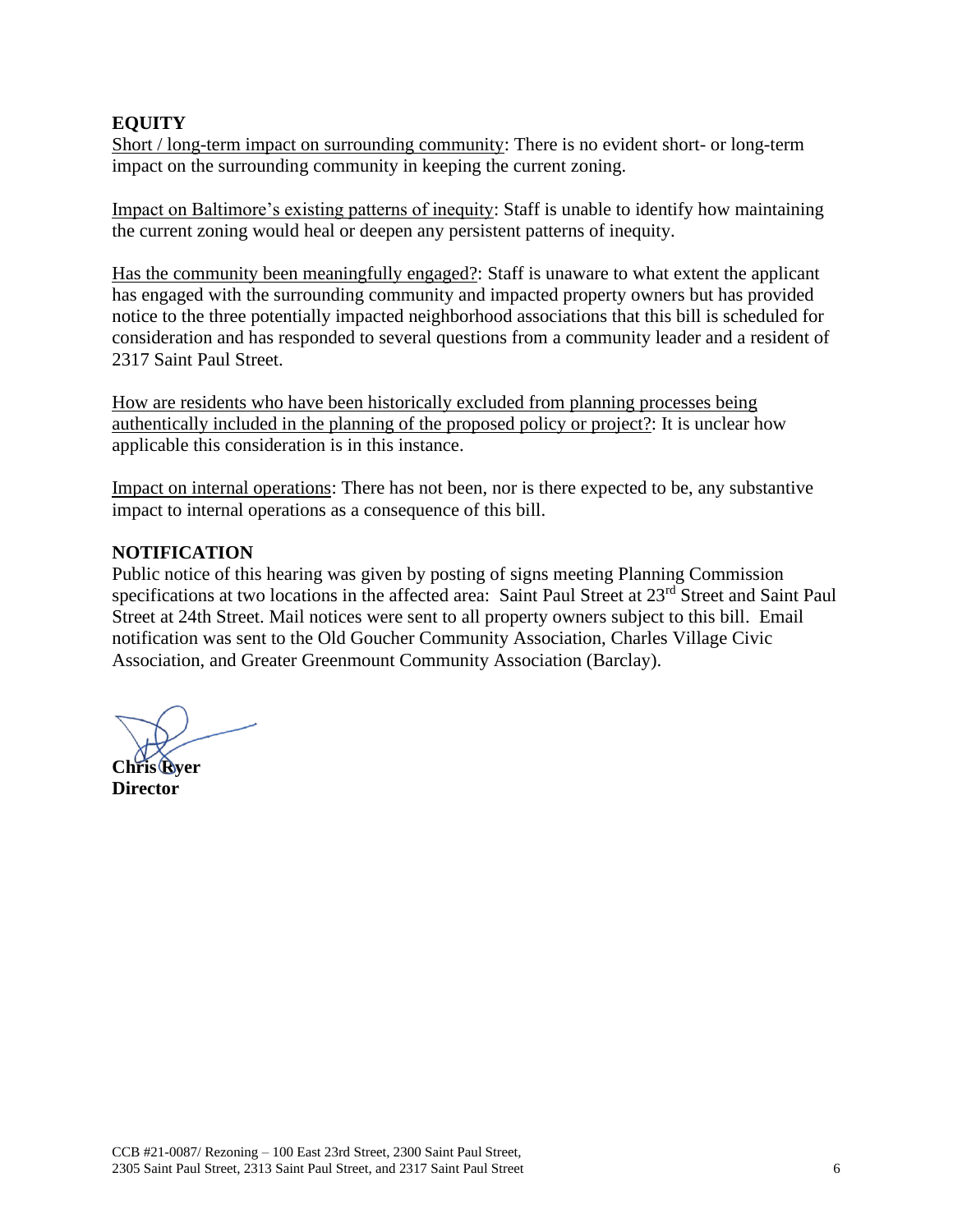**EQUITY**

Short / long-term impact on surrounding community: There is no evident short- or long-term impact on the surrounding community in keeping the current zoning.

Impact on Baltimore's existing patterns of inequity: Staff is unable to identify how maintaining the current zoning would heal or deepen any persistent patterns of inequity.

Has the community been meaningfully engaged?: Staff is unaware to what extent the applicant has engaged with the surrounding community and impacted property owners but has provided notice to the three potentially impacted neighborhood associations that this bill is scheduled for consideration and has responded to several questions from a community leader and a resident of 2317 Saint Paul Street.

How are residents who have been historically excluded from planning processes being authentically included in the planning of the proposed policy or project?: It is unclear how applicable this consideration is in this instance.

Impact on internal operations: There has not been, nor is there expected to be, any substantive impact to internal operations as a consequence of this bill.

**NOTIFICATION**

Public notice of this hearing was given by posting of signs meeting Planning Commission specifications at two locations in the affected area: Saint Paul Street at 23rd Street and Saint Paul Street at 24th Street. Mail notices were sent to all property owners subject to this bill. Email notification was sent to the Old Goucher Community Association, Charles Village Civic Association, and Greater Greenmount Community Association (Barclay).

**Chris Ryer**
**Director**